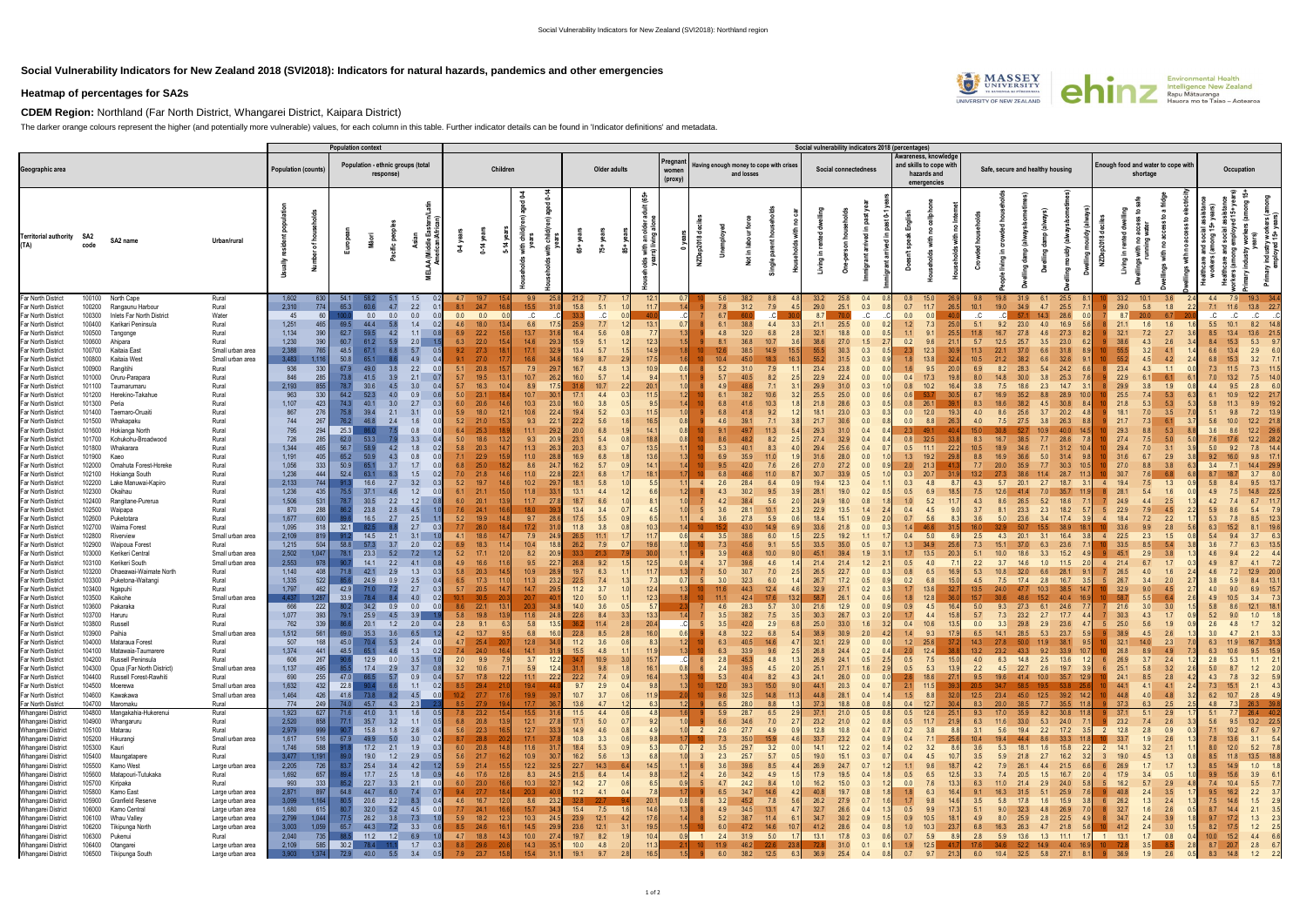# Social Vulnerability Indicators for New Zealand 2018 (SVI2018): Indicators for natural hazards, pandemics and other emergencies

## Heatmap of percentages for SA2s

**CDEM Region:** Northland (Far North District, Whangarei District, Kaipara District)

The darker orange colours represent the higher (and potentially more vulnerable) values, for each column in this table. Further indicator details can be found in 'Indicator definitions' and metadata.

| Geographic area | | | | Population context | | | | | | | | | | | | | | | | | Social vulnerability indicators 2018 (percentages) | | | | | | | | | | | | | | | | | | | | | | | | | | |
|---|---|---|---|---|---|---|---|---|---|---|---|---|---|---|---|---|---|---|---|---|---|---|---|---|---|---|---|---|---|---|---|---|---|---|---|---|---|---|---|---|---|---|---|---|---|---|---|
| | | | | Population (counts) | | Population - ethnic groups (total response) | | | | | Children | | | | | Older adults | | | | Pregnant women (proxy) | Having enough money to cope with crises and losses | | | | | Social connectedness | | | | Awareness, knowledge and skills to cope with hazards and emergencies | | | Safe, secure and healthy housing | | | | | | Enough food and water to cope with shortage | | | | | Occupation | | | |
| Territorial authority (TA) | SA2 code | SA2 name | Urban/rural | Usually resident population | Number of households | European | Māori | Pacific peoples | Asian | MELAA (Middle Eastern/Latin American/African) | 0-4 years | 0-14 years | 5-14 years | Households with child(ren) aged 0-4 years | Households with child(ren) aged 0-14 years | 65+ years | 75+ years | 85+ years | Households with an older adult (65+ years) living alone | 0 years | NZDep2018 deciles | Unemployed | Not in labour force | Single parent households | Households with no car | Living in rented dwelling | One-person households | Immigrant arrived in past year | Immigrant arrived in past 0-1 years | Doesn't speak English | Households with no cellphone | Households with no internet | Crowded households | People living in crowded households | Dwelling damp (always/sometimes) | Dwelling damp (always) | Dwelling mouldy (always/sometimes) | Dwelling mouldy (always) | NZDep2018 deciles | Living in rented dwelling | Dwellings with no access to safe running water | Dwellings with no access to a fridge | Dwellings with no access to electricity | Healthcare and social assistance workers (among 15+ years) | Healthcare and social assistance workers (among employed 15+ years) | Primary industry workers (among 15+ years) | Primary industry workers (among employed 15+ years) |
| Far North District | 100100 | North Cape | Rural | 1,602 | 630 | 54.1 | 58.2 | 5.1 | 1.5 | 0.2 | 4.7 | 19.7 | 15.4 | 9.9 | 25.8 | 21.2 | 7.7 | 1.7 | 12.1 | 0.7 | 6 | 5.6 | 38.2 | 8.8 | 4.8 | 33.2 | 25.8 | 0.4 | 0.8 | 0.8 | 15.0 | 26.9 | 9.8 | 19.8 | 31.9 | 6.1 | 25.5 | 8.1 | 10 | 33.2 | 10.1 | 3.6 | 2.4 | 4.4 | 7.9 | 19.3 | 34.4 |
| Far North District | 100200 | Rangaunu Harbour | Rural | 2,310 | 774 | 65.3 | 60.6 | 4.7 | 2.2 | 0.1 | 8.1 | 24.7 | 16.6 | 15.5 | 31.0 | 15.8 | 5.1 | 1.0 | 11.7 | 1.4 | 9 | 7.8 | 31.2 | 7.9 | 4.5 | 29.0 | 25.1 | 0.3 | 0.8 | 0.7 | 11.7 | 26.5 | 10.1 | 19.0 | 34.9 | 4.7 | 25.5 | 7.1 | 9 | 29.0 | 5.8 | 1.8 | 2.2 | 7.1 | 11.6 | 13.8 | 22.7 |
| Far North District | 100300 | Inlets Far North District | Water | 45 | 60 | 100.0 | 0.0 | 0.0 | 0.0 | 0.0 | 0.0 | 0.0 | ..C | ..C | ..C | 33.3 | ..C | 0.0 | 40.0 | ..C | 7 | 6.7 | 60.0 | ..C | 30.0 | 8.7 | 70.0 | ..C | ..C | 0.0 | 0.0 | 40.0 | ..C | 4.3 | 57.1 | 14.3 | 28.6 | 0.0 | 7 | 8.7 | 20.0 | 6.7 | 20.0 | ..C | ..C | ..C | ..C |
| Far North District | 100400 | Karikari Peninsula | Rural | 1,251 | 465 | 69.5 | 44.4 | 5.8 | 1.4 | 0.2 | 4.6 | 18.0 | 13.4 | 6.6 | 17.5 | 25.9 | 7.7 | 1.2 | 13.1 | 0.7 | 8 | 6.1 | 38.8 | 4.4 | 3.3 | 21.1 | 25.5 | 0.0 | 0.2 | 1.2 | 7.3 | 25.0 | 5.1 | 9.2 | 23.0 | 4.0 | 18.9 | 5.6 | 8 | 21.1 | 1.6 | 1.6 | 1.6 | 5.5 | 10.1 | 8.2 | 14.8 |
| Far North District | 100500 | Tangonge | Rural | 1,134 | 390 | 62.7 | 59.5 | 4.2 | 1.1 | 0.8 | 6.9 | 22.2 | 15.6 | 13.7 | 31.6 | 16.4 | 5.6 | 0.8 | 7.7 | 1.3 | 9 | 4.8 | 32.0 | 6.8 | 2.8 | 32.1 | 18.8 | 0.0 | 0.5 | 1.1 | 9.1 | 25.5 | 11.8 | 16.7 | 27.8 | 4.6 | 27.3 | 8.2 | 9 | 32.1 | 7.2 | 2.7 | 3.6 | 8.5 | 13.4 | 13.6 | 21.5 |
| Far North District | 100600 | Ahipara | Rural | 1,230 | 390 | 60.7 | 61.2 | 5.9 | 2.0 | 1.5 | 6.3 | 22.0 | 15.4 | 14.6 | 29.3 | 15.9 | 5.1 | 1.2 | 12.3 | 1.5 | 9 | 8.1 | 36.8 | 10.7 | 3.6 | 38.8 | 27.0 | 1.5 | 2.7 | 0.2 | 9.6 | 21.1 | 5.7 | 12.5 | 25.7 | 3.5 | 23.0 | 6.2 | 9 | 38.6 | 4.3 | 2.6 | 3.4 | 8.4 | 15.3 | 5.3 | 9.7 |
| Far North District | 100700 | Kaitaia East | Small urban area | 2,388 | 765 | 48.5 | 67.1 | 6.8 | 5.7 | 0.5 | 9.2 | 27.3 | 18.1 | 17.1 | 32.9 | 13.4 | 5.7 | 1.5 | 14.9 | 1.8 | 10 | 12.8 | 38.5 | 14.9 | 15.5 | 55.5 | 30.3 | 0.3 | 0.5 | 2.3 | 12.3 | 30.9 | 11.3 | 22.1 | 37.0 | 6.6 | 31.8 | 8.9 | 10 | 55.5 | 3.2 | 4.1 | 1.4 | 6.6 | 13.4 | 2.9 | 6.0 |
| Far North District | 100800 | Kaitaia West | Small urban area | 3,483 | 1,116 | 50.8 | 65.1 | 8.6 | 4.9 | 0.4 | 9.1 | 27.0 | 17.7 | 16.6 | 34.6 | 16.9 | 8.7 | 2.9 | 17.5 | 1.6 | 10 | 10.4 | 45.0 | 18.3 | 16.3 | 55.2 | 31.5 | 0.3 | 0.9 | 1.8 | 13.8 | 32.4 | 10.5 | 21.2 | 38.2 | 6.6 | 32.6 | 9.1 | 10 | 55.2 | 4.5 | 4.2 | 2.4 | 6.8 | 15.3 | 3.2 | 7.1 |
| Far North District | 100900 | Rangitihi | Rural | 936 | 330 | 67.9 | 49.0 | 3.8 | 2.2 | 0.0 | 5.1 | 20.8 | 15.7 | 7.9 | 29.7 | 16.7 | 4.8 | 1.3 | 10.9 | 0.6 | 8 | 5.2 | 31.0 | 7.9 | 1.1 | 23.4 | 23.8 | 0.0 | 0.0 | 1.6 | 9.5 | 20.0 | 6.9 | 8.2 | 28.3 | 5.4 | 24.2 | 6.6 | 8 | 23.4 | 4.3 | 1.1 | 0.0 | 7.3 | 11.5 | 7.3 | 11.5 |
| Far North District | 101000 | Oruru-Parapara | Rural | 846 | 285 | 73.8 | 41.5 | 3.9 | 2.1 | 0.7 | 5.7 | 19.5 | 13.1 | 10.7 | 26.2 | 16.0 | 5.7 | 1.4 | 9.4 | 1.1 | 9 | 5.7 | 40.5 | 8.2 | 2.5 | 22.9 | 22.4 | 0.0 | 0.0 | 0.4 | 17.3 | 19.8 | 8.0 | 14.8 | 30.0 | 3.8 | 25.3 | 7.6 | 9 | 22.9 | 6.1 | 6.1 | 6.1 | 7.1 | 13.2 | 7.5 | 14.0 |
| Far North District | 101100 | Taumarumaru | Rural | 2,193 | 855 | 78.7 | 30.6 | 4.5 | 3.0 | 0.4 | 5.7 | 16.3 | 10.4 | 8.9 | 17.5 | 31.6 | 10.7 | 2.2 | 20.1 | 1.0 | 8 | 4.9 | 48.6 | 7.1 | 3.1 | 29.9 | 31.0 | 0.3 | 1.0 | 0.8 | 10.2 | 16.4 | 3.8 | 7.5 | 18.6 | 2.3 | 14.7 | 3.1 | 8 | 29.9 | 3.8 | 1.9 | 0.8 | 4.4 | 9.5 | 2.8 | 6.0 |
| Far North District | 101200 | Herekino-Takahue | Rural | 963 | 330 | 64.2 | 52.3 | 4.0 | 0.9 | 0.6 | 5.0 | 23.1 | 18.4 | 10.7 | 30.1 | 17.1 | 4.4 | 0.3 | 11.5 | 1.2 | 10 | 8.1 | 38.2 | 10.6 | 3.2 | 25.5 | 25.0 | 0.0 | 0.6 | 0.6 | 53.7 | 30.5 | 6.7 | 16.9 | 35.2 | 8.8 | 28.9 | 10.0 | 10 | 25.5 | 7.4 | 5.3 | 6.3 | 6.1 | 10.9 | 12.2 | 21.7 |
| Far North District | 101300 | Peria | Rural | 1,107 | 423 | 74.3 | 40.1 | 3.0 | 2.7 | 0.3 | 6.0 | 20.6 | 14.6 | 10.3 | 23.0 | 16.0 | 3.8 | 0.5 | 9.5 | 1.4 | 9 | 6.8 | 41.6 | 10.3 | 1.8 | 21.8 | 28.6 | 0.3 | 0.5 | 0.8 | 26.1 | 38.1 | 8.3 | 18.6 | 38.2 | 4.5 | 30.8 | 8.4 | 9 | 21.8 | 5.3 | 5.3 | 5.3 | 5.8 | 11.3 | 9.9 | 19.2 |
| Far North District | 101400 | Taemaro-Oruaiti | Rural | 867 | 276 | 75.8 | 39.4 | 2.1 | 3.1 | 0.0 | 5.9 | 18.0 | 12.1 | 10.6 | 22.4 | 19.4 | 5.2 | 0.3 | 11.5 | 1.0 | 9 | 6.8 | 41.8 | 9.2 | 1.2 | 18.1 | 23.0 | 0.3 | 0.3 | 0.0 | 12.0 | 19.3 | 4.0 | 8.6 | 25.6 | 3.7 | 20.2 | 4.8 | 9 | 18.1 | 7.0 | 3.5 | 7.0 | 5.1 | 9.8 | 7.2 | 13.9 |
| Far North District | 101500 | Whakapaku | Rural | 744 | 267 | 76.2 | 46.8 | 2.4 | 1.6 | 0.0 | 5.2 | 21.0 | 15.3 | 9.3 | 22.1 | 22.2 | 5.6 | 1.6 | 16.5 | 0.8 | 9 | 4.6 | 39.1 | 7.1 | 3.8 | 21.7 | 30.6 | 0.0 | 0.0 | 0.0 | 8.8 | 26.3 | 4.0 | 7.5 | 27.5 | 3.8 | 26.3 | 8.8 | 9 | 21.7 | 7.3 | 6.1 | 3.7 | 5.6 | 10.0 | 12.2 | 21.8 |
| Far North District | 101600 | Hokianga North | Rural | 795 | 294 | 25.3 | 86.0 | 7.5 | 0.8 | 0.0 | 6.4 | 25.3 | 18.9 | 11.1 | 29.2 | 20.0 | 6.8 | 1.9 | 14.1 | 0.8 | 10 | 9.1 | 49.7 | 11.3 | 5.4 | 29.3 | 31.0 | 0.4 | 0.4 | 2.3 | 49.1 | 40.4 | 15.0 | 30.8 | 52.7 | 10.9 | 40.0 | 14.5 | 10 | 29.3 | 8.8 | 5.3 | 8.8 | 3.6 | 8.6 | 12.2 | 29.6 |
| Far North District | 101700 | Kohukohu-Broadwood | Rural | 726 | 285 | 62.0 | 53.3 | 7.9 | 3.3 | 0.4 | 5.0 | 18.6 | 13.2 | 9.3 | 20.9 | 23.1 | 5.4 | 0.8 | 18.8 | 0.8 | 10 | 8.6 | 48.2 | 8.2 | 2.5 | 27.4 | 32.9 | 0.4 | 0.4 | 0.8 | 32.5 | 33.8 | 6.3 | 16.7 | 38.5 | 7.7 | 28.6 | 7.8 | 10 | 27.4 | 7.5 | 5.0 | 5.0 | 7.6 | 17.6 | 12.2 | 28.2 |
| Far North District | 101800 | Whakarara | Rural | 1,344 | 465 | 56.7 | 58.9 | 4.2 | 1.8 | 0.2 | 6.2 | 20.5 | 14.7 | 11.3 | 26.3 | 20.3 | 6.3 | 0.7 | 13.5 | 1.1 | 9 | 5.3 | 40.1 | 8.3 | 4.0 | 29.4 | 25.6 | 0.4 | 0.7 | 0.5 | 11.1 | 22.2 | 10.5 | 18.9 | 34.6 | 7.1 | 31.2 | 10.4 | 9 | 29.4 | 7.0 | 3.1 | 5.1 | 5.0 | 12.4 | 5.2 | 12.8 |
| Far North District | 101900 | Kaeo | Rural | 1,191 | 405 | 65.2 | 50.9 | 4.3 | 0.8 | 0.0 | 7.1 | 22.9 | 15.9 | 11.0 | 28.8 | 16.9 | 6.8 | 1.8 | 13.6 | 1.3 | 9 | 6.9 | 35.9 | 11.0 | 1.9 | 31.6 | 28.0 | 0.0 | 1.0 | 1.3 | 19.2 | 29.8 | 8.8 | 16.9 | 36.6 | 5.0 | 31.4 | 9.8 | 9 | 31.6 | 6.7 | 2.9 | 3.8 | 9.2 | 16.0 | 9.8 | 17.1 |
| Far North District | 102000 | Omahuta Forest-Horeke | Rural | 1,056 | 333 | 50.9 | 65.1 | 3.7 | 1.7 | 0.0 | 6.8 | 25.0 | 18.2 | 8.6 | 24.7 | 16.2 | 5.7 | 0.9 | 14.1 | 1.4 | 10 | 9.5 | 42.0 | 7.6 | 2.6 | 27.0 | 27.2 | 0.0 | 0.9 | 2.0 | 21.3 | 41.3 | 7.7 | 20.0 | 35.9 | 7.7 | 30.3 | 10.5 | 10 | 27.0 | 8.8 | 3.8 | 6.3 | 3.4 | 7.1 | 14.4 | 29.9 |
| Far North District | 102100 | Hokianga South | Rural | 1,236 | 444 | 32.4 | 83.1 | 6.3 | 1.5 | 0.0 | 7.0 | 21.8 | 14.8 | 11.0 | 22.8 | 22.1 | 6.8 | 1.7 | 18.1 | 1.7 | 10 | 6.8 | 46.6 | 11.0 | 8.1 | 30.7 | 33.9 | 0.5 | 1.0 | 0.3 | 20.7 | 31.9 | 13.2 | 27.3 | 38.6 | 11.4 | 28.7 | 11.3 | 10 | 30.7 | 7.6 | 6.8 | 8.8 | 6.7 | 16.7 | 3.7 | 8.0 |
| Far North District | 102200 | Lake Manuwai-Kapiro | Rural | 2,133 | 744 | 91.3 | 18.6 | 2.7 | 3.2 | 0.3 | 5.2 | 19.7 | 14.6 | 10.2 | 29.7 | 18.1 | 5.8 | 1.0 | 5.5 | 1.1 | 4 | 2.6 | 28.4 | 6.4 | 0.9 | 19.4 | 12.3 | 0.4 | 1.1 | 0.3 | 4.8 | 8.7 | 4.3 | 5.7 | 20.1 | 2.7 | 18.7 | 3.1 | 4 | 19.4 | 7.5 | 1.3 | 0.9 | 5.8 | 8.4 | 9.5 | 13.7 |
| Far North District | 102300 | Okaihau | Rural | 1,236 | 435 | 75.5 | 37.1 | 4.6 | 1.2 | 0.0 | 6.1 | 21.1 | 15.0 | 11.8 | 23.1 | 13.1 | 4.4 | 1.2 | 6.2 | 1.2 | 8 | 4.3 | 30.2 | 9.5 | 3.9 | 28.1 | 19.0 | 0.2 | 0.5 | 0.5 | 6.9 | 18.5 | 7.5 | 12.6 | 41.4 | 7.0 | 35.7 | 11.9 | 8 | 28.1 | 5.4 | 1.6 | 0.0 | 4.9 | 7.5 | 14.8 | 22.5 |
| Far North District | 102400 | Rangitane-Purerua | Rural | 1,506 | 531 | 78.7 | 30.5 | 2.2 | 1.2 | 0.8 | 6.0 | 20.1 | 13.9 | 11.7 | 27.8 | 18.7 | 6.6 | 1.0 | 8.1 | 1.0 | 7 | 4.2 | 38.4 | 5.6 | 2.0 | 24.9 | 18.0 | 0.8 | 1.8 | 1.0 | 5.2 | 11.7 | 4.3 | 8.6 | 26.5 | 5.2 | 18.6 | 7.1 | 7 | 24.9 | 4.4 | 2.5 | 1.3 | 4.2 | 7.4 | 6.7 | 11.7 |
| Far North District | 102500 | Waipapa | Rural | 870 | 288 | 80.2 | 23.8 | 2.8 | 4.5 | 1.0 | 7.6 | 24.1 | 16.6 | 18.0 | 39.3 | 13.4 | 3.4 | 0.7 | 4.5 | 1.9 | 5 | 3.6 | 28.1 | 10.1 | 2.3 | 22.9 | 13.5 | 1.4 | 2.4 | 0.4 | 4.5 | 9.0 | 3.7 | 8.1 | 23.3 | 2.3 | 18.2 | 5.7 | 5 | 22.9 | 7.9 | 4.5 | 2.2 | 5.9 | 8.6 | 5.4 | 7.9 |
| Far North District | 102600 | Puketotara | Rural | 1,677 | 600 | 89.6 | 18.5 | 2.7 | 2.5 | 1.1 | 5.2 | 19.9 | 14.6 | 9.7 | 28.6 | 17.5 | 5.5 | 0.9 | 6.5 | 1.1 | 4 | 3.6 | 27.8 | 5.9 | 0.6 | 18.4 | 15.1 | 0.9 | 2.0 | 0.7 | 5.6 | 8.3 | 3.6 | 5.0 | 23.6 | 3.4 | 17.4 | 3.9 | 4 | 18.4 | 7.2 | 2.2 | 1.7 | 5.3 | 7.8 | 8.5 | 12.3 |
| Far North District | 102700 | Waima Forest | Rural | 1,095 | 318 | 32.1 | 82.5 | 8.8 | 2.7 | 0.3 | 7.7 | 26.0 | 18.4 | 17.2 | 31.0 | 11.8 | 3.8 | 0.8 | 10.3 | 1.4 | 10 | 15.2 | 43.0 | 14.9 | 6.9 | 33.6 | 21.8 | 0.0 | 0.3 | 1.4 | 46.6 | 31.5 | 16.0 | 32.9 | 50.7 | 15.5 | 38.9 | 18.1 | 10 | 33.6 | 9.9 | 2.8 | 5.6 | 6.3 | 15.2 | 8.1 | 19.6 |
| Far North District | 102800 | Riverview | Small urban area | 2,109 | 819 | 62.8 | 45.5 | 2.1 | 3.1 | 1.0 | 4.1 | 18.6 | 14.7 | 7.9 | 24.9 | 26.5 | 11.1 | 3.7 | 11.7 | 0.6 | 8 | 3.5 | 39.6 | 8.0 | 1.5 | 22.5 | 19.2 | 1.1 | 1.7 | 0.4 | 5.4 | 16.9 | 2.5 | 4.3 | 20.1 | 3.1 | 16.4 | 3.8 | 8 | 22.5 | 2.3 | 1.5 | 0.8 | 5.4 | 9.4 | 3.7 | 6.3 |
| Far North District | 102900 | Waipoua Forest | Rural | 1,215 | 504 | 58.8 | 57.3 | 3.7 | 2.0 | 0.2 | 6.9 | 18.3 | 11.4 | 10.4 | 18.8 | 26.2 | 7.9 | 0.7 | 19.6 | 1.0 | 10 | 7.3 | 45.6 | 9.1 | 5.5 | 33.5 | 35.0 | 0.5 | 0.7 | 1.3 | 34.9 | 25.6 | 7.3 | 15.1 | 37.0 | 6.3 | 23.6 | 7.1 | 10 | 33.5 | 8.5 | 5.4 | 3.8 | 3.6 | 7.7 | 6.3 | 13.5 |
| Far North District | 103000 | Kerikeri Central | Small urban area | 2,502 | 1,047 | 78.1 | 23.3 | 5.2 | 7.2 | 1.2 | 5.2 | 17.1 | 12.0 | 8.2 | 20.9 | 33.3 | 21.3 | 7.9 | 30.0 | 1.1 | 5 | 3.9 | 46.8 | 10.0 | 9.0 | 45.1 | 39.4 | 1.9 | 3.1 | 1.7 | 13.5 | 20.3 | 5.1 | 10.0 | 18.6 | 3.3 | 15.2 | 4.9 | 5 | 45.1 | 2.9 | 3.8 | 1.3 | 4.6 | 9.4 | 2.2 | 4.4 |
| Far North District | 103100 | Kerikeri South | Small urban area | 2,553 | 978 | 90.7 | 14.1 | 2.2 | 4.1 | 0.8 | 4.9 | 16.6 | 11.6 | 9.5 | 22.7 | 26.8 | 9.2 | 1.5 | 12.5 | 0.8 | 4 | 3.7 | 39.6 | 4.6 | 1.4 | 21.4 | 21.4 | 1.2 | 2.1 | 0.5 | 4.0 | 7.1 | 2.2 | 3.7 | 14.6 | 1.0 | 11.5 | 2.0 | 4 | 21.4 | 6.7 | 1.7 | 0.3 | 4.9 | 8.7 | 4.1 | 7.2 |
| Far North District | 103200 | Okaewai-Waimate North | Rural | 1,140 | 408 | 75.8 | 42.1 | 2.9 | 1.3 | 0.3 | 5.8 | 20.3 | 14.5 | 10.9 | 28.9 | 19.7 | 6.3 | 1.1 | 11.7 | 1.3 | 7 | 5.0 | 30.7 | 7.0 | 2.5 | 26.5 | 22.7 | 0.0 | 0.3 | 0.8 | 6.5 | 17.5 | 5.3 | 10.8 | 32.0 | 6.6 | 28.1 | 8.1 | 7 | 26.5 | 4.0 | 1.6 | 2.4 | 4.6 | 7.2 | 12.9 | 20.0 |
| Far North District | 103300 | Puketona-Waitangi | Rural | 1,335 | 522 | 85.6 | 24.9 | 0.9 | 2.5 | 0.4 | 6.5 | 17.3 | 11.0 | 11.3 | 23.2 | 22.5 | 7.4 | 1.3 | 7.3 | 0.7 | 5 | 3.0 | 32.3 | 6.0 | 1.4 | 26.7 | 17.2 | 0.5 | 0.9 | 0.2 | 6.8 | 15.0 | 4.5 | 7.5 | 17.4 | 2.8 | 16.7 | 3.5 | 5 | 26.7 | 3.4 | 2.0 | 2.7 | 3.8 | 5.9 | 8.4 | 13.1 |
| Far North District | 103400 | Ngapuhi | Rural | 1,797 | 462 | 42.9 | 71.0 | 7.2 | 2.7 | 0.3 | 5.7 | 20.5 | 14.7 | 14.7 | 29.5 | 11.2 | 3.7 | 1.0 | 12.4 | 1.3 | 10 | 11.6 | 44.3 | 12.4 | 4.6 | 32.9 | 27.1 | 0.2 | 0.3 | 1.7 | 13.6 | 32.7 | 13.5 | 24.0 | 47.7 | 10.3 | 38.5 | 14.7 | 10 | 32.9 | 9.0 | 4.5 | 2.7 | 4.0 | 9.0 | 6.9 | 15.7 |
| Far North District | 103500 | Kaikohe | Small urban area | 4,437 | 1,287 | 33.9 | 78.4 | 8.4 | 4.0 | 0.2 | 10.1 | 30.5 | 20.3 | 20.7 | 40.1 | 12.0 | 5.0 | 1.2 | 12.3 | 1.8 | 10 | 11.1 | 42.4 | 17.6 | 13.2 | 58.7 | 26.1 | 0.4 | 0.6 | 1.8 | 12.8 | 36.0 | 15.7 | 30.6 | 48.6 | 15.2 | 40.4 | 16.9 | 10 | 58.7 | 5.5 | 6.4 | 2.6 | 4.9 | 10.5 | 3.4 | 7.3 |
| Far North District | 103600 | Pakaraka | Rural | 666 | 222 | 80.2 | 34.2 | 0.9 | 0.0 | 0.0 | 8.6 | 22.1 | 13.1 | 20.3 | 34.8 | 14.0 | 3.6 | 0.5 | 5.7 | 1.3 | 6 | 4.6 | 28.3 | 5.7 | 3.0 | 21.6 | 12.9 | 0.0 | 0.9 | 0.9 | 4.5 | 16.4 | 5.0 | 9.3 | 27.3 | 8.1 | 24.6 | 7.7 | 6 | 21.6 | 3.0 | 3.0 | 1.5 | 5.8 | 8.6 | 12.1 | 18.1 |
| Far North District | 103700 | Haruru | Rural | 1,077 | 393 | 79.1 | 25.9 | 4.5 | 3.9 | 1.9 | 5.8 | 19.8 | 13.9 | 11.6 | 24.8 | 22.6 | 8.4 | 3.3 | 13.3 | 1.4 | 5 | 3.5 | 38.2 | 7.5 | 3.5 | 30.3 | 26.7 | 0.3 | 2.0 | 1.7 | 4.4 | 15.8 | 5.7 | 7.3 | 23.2 | 2.7 | 17.7 | 4.4 | 5 | 30.3 | 4.3 | 1.7 | 0.9 | 5.2 | 9.0 | 1.0 | 1.8 |
| Far North District | 103800 | Russell | Rural | 762 | 339 | 86.6 | 20.1 | 1.2 | 2.0 | 0.4 | 2.8 | 9.1 | 6.3 | 5.8 | 13.5 | 36.2 | 11.4 | 2.8 | 20.4 | ..C | 5 | 3.5 | 42.0 | 2.9 | 6.8 | 25.0 | 33.0 | 1.6 | 3.2 | 0.4 | 10.6 | 13.5 | 0.0 | 3.3 | 29.8 | 2.9 | 23.6 | 4.7 | 5 | 25.0 | 5.6 | 1.9 | 0.9 | 2.6 | 4.8 | 1.7 | 3.2 |
| Far North District | 103900 | Paihia | Small urban area | 1,512 | 561 | 69.0 | 35.3 | 3.6 | 6.5 | 1.2 | 4.2 | 13.7 | 9.5 | 6.8 | 16.0 | 22.8 | 8.5 | 2.8 | 16.0 | 0.8 | 8 | 4.8 | 32.2 | 8.8 | 5.4 | 38.9 | 30.9 | 2.0 | 4.2 | 1.4 | 9.3 | 17.9 | 8.5 | 14.1 | 26.5 | 5.3 | 23.7 | 5.9 | 8 | 38.9 | 4.5 | 2.8 | 1.3 | 3.0 | 4.7 | 2.1 | 3.3 |
| Far North District | 104000 | Mataraua Forest | Rural | 507 | 168 | 45.0 | 70.4 | 5.3 | 2.4 | 0.0 | 4.7 | 25.4 | 20.7 | 12.6 | 34.0 | 11.2 | 3.6 | 0.6 | 8.3 | 1.2 | 10 | 6.3 | 40.5 | 14.6 | 4.7 | 32.1 | 22.9 | 0.0 | 0.0 | 1.2 | 25.6 | 37.2 | 14.3 | 27.8 | 50.0 | 11.9 | 38.1 | 9.5 | 10 | 32.1 | 14.0 | 2.3 | 7.0 | 6.3 | 11.9 | 16.7 | 31.3 |
| Far North District | 104100 | Matawaia-Taumarere | Rural | 1,374 | 441 | 48.5 | 65.1 | 4.8 | 1.3 | 0.2 | 7.4 | 24.0 | 16.4 | 14.1 | 31.9 | 15.5 | 4.8 | 1.1 | 11.9 | 1.3 | 10 | 6.3 | 33.9 | 9.6 | 2.5 | 26.8 | 24.4 | 0.2 | 0.4 | 2.0 | 12.4 | 38.8 | 13.2 | 23.2 | 43.3 | 9.2 | 33.9 | 10.7 | 10 | 26.8 | 8.8 | 4.9 | 7.3 | 6.3 | 10.6 | 9.5 | 15.9 |
| Far North District | 104200 | Russell Peninsula | Rural | 606 | 267 | 90.8 | 12.9 | 0.0 | 3.5 | 1.0 | 2.0 | 9.9 | 7.9 | 3.7 | 12.2 | 34.7 | 10.9 | 3.0 | 15.7 | ..C | 5 | 2.8 | 45.3 | 4.8 | 1.3 | 26.9 | 24.1 | 0.5 | 2.5 | 0.5 | 7.5 | 15.0 | 4.0 | 6.3 | 14.8 | 2.5 | 13.6 | 1.2 | 5 | 26.9 | 3.7 | 2.4 | 1.2 | 2.8 | 5.3 | 1.1 | 2.1 |
| Far North District | 104300 | Opua (Far North District) | Small urban area | 1,137 | 495 | 85.5 | 17.4 | 2.9 | 3.7 | 0.8 | 3.2 | 10.6 | 7.1 | 5.9 | 12.4 | 31.1 | 9.8 | 1.8 | 16.1 | 0.8 | 6 | 2.4 | 39.5 | 4.5 | 2.0 | 25.1 | 27.1 | 1.6 | 2.9 | 0.5 | 5.3 | 13.9 | 2.2 | 4.5 | 22.7 | 2.6 | 19.7 | 3.9 | 6 | 25.1 | 5.8 | 3.2 | 2.6 | 5.0 | 8.7 | 1.2 | 2.0 |
| Far North District | 104400 | Russell Forest-Rawhiti | Rural | 690 | 255 | 47.0 | 66.5 | 5.7 | 0.9 | 0.4 | 5.7 | 17.8 | 12.2 | 11.1 | 22.2 | 22.2 | 7.4 | 0.9 | 16.4 | 1.3 | 10 | 5.3 | 40.4 | 8.2 | 4.3 | 24.1 | 26.0 | 0.0 | 0.0 | 2.6 | 18.6 | 27.1 | 9.5 | 19.6 | 41.4 | 10.0 | 35.7 | 12.9 | 10 | 24.1 | 8.5 | 2.8 | 4.2 | 4.3 | 7.8 | 3.2 | 5.9 |
| Far North District | 104500 | Moerewa | Small urban area | 1,632 | 432 | 22.8 | 90.4 | 6.6 | 1.1 | 0.2 | 8.5 | 29.4 | 21.0 | 19.4 | 44.0 | 9.7 | 2.9 | 0.4 | 9.8 | 1.3 | 10 | 12.0 | 39.3 | 15.0 | 9.0 | 44.1 | 20.3 | 0.4 | 0.7 | 2.1 | 11.5 | 39.3 | 20.8 | 34.7 | 58.5 | 19.5 | 53.8 | 25.6 | 10 | 44.1 | 4.1 | 4.1 | 2.4 | 7.3 | 15.1 | 2.1 | 4.3 |
| Far North District | 104600 | Kawakawa | Small urban area | 1,464 | 426 | 41.6 | 73.8 | 8.2 | 4.5 | 0.0 | 10.2 | 27.7 | 17.6 | 19.9 | 39.7 | 10.7 | 3.7 | 0.6 | 11.9 | 2.0 | 10 | 9.6 | 32.5 | 14.8 | 11.3 | 44.8 | 28.1 | 0.4 | 1.4 | 1.5 | 8.8 | 32.0 | 12.5 | 23.4 | 45.0 | 12.5 | 39.2 | 14.2 | 10 | 44.8 | 4.0 | 4.8 | 3.2 | 6.2 | 10.7 | 2.8 | 4.9 |
| Far North District | 104700 | Motatau | Rural | 774 | 249 | 74.0 | 43.7 | 4.3 | 2.3 | 0.0 | 8.5 | 27.9 | 19.4 | 17.7 | 36.7 | 13.6 | 4.7 | 1.2 | 6.3 | 1.2 | 6 | 6.5 | 28.0 | 8.8 | 1.3 | 37.3 | 16.9 | 0.8 | 0.8 | 0.4 | 12.7 | 30.4 | 8.3 | 20.0 | 38.5 | 7.7 | 35.5 | 11.8 | 6 | 37.3 | 6.3 | 2.5 | 2.5 | 4.8 | 7.3 | 26.3 | 39.8 |
| Whangarei District | 104800 | Mangakahia-Hukerenui | Rural | 1,923 | 627 | 71.6 | 41.0 | 3.1 | 1.6 | 0.5 | 7.8 | 23.2 | 15.4 | 14.0 | 31.6 | 11.5 | 4.4 | 0.6 | 4.8 | 1.6 | 9 | 5.9 | 28.7 | 6.5 | 2.9 | 37.1 | 21.0 | 0.5 | 0.8 | 0.5 | 12.6 | 25.1 | 9.3 | 17.0 | 35.9 | 8.2 | 30.8 | 11.8 | 9 | 37.1 | 5.1 | 2.9 | 1.7 | 5.1 | 7.7 | 26.4 | 40.2 |
| Whangarei District | 104900 | Whangaruru | Rural | 2,520 | 858 | 77.1 | 35.7 | 3.2 | 1.1 | 0.5 | 6.8 | 20.8 | 13.9 | 12.1 | 27.8 | 17.1 | 5.0 | 0.7 | 9.2 | 1.0 | 6 | 6.6 | 34.6 | 7.0 | 2.7 | 23.2 | 21.0 | 0.2 | 0.8 | 0.5 | 11.7 | 21.9 | 6.3 | 11.6 | 33.0 | 5.3 | 24.0 | 7.1 | 6 | 23.2 | 7.4 | 2.8 | 3.3 | 5.6 | 9.5 | 13.2 | 22.5 |
| Whangarei District | 105100 | Matarau | Rural | 2,979 | 999 | 90.7 | 15.8 | 1.8 | 2.6 | 0.4 | 5.6 | 22.3 | 16.7 | 12.7 | 33.3 | 14.9 | 4.6 | 0.8 | 4.9 | 1.0 | 2 | 2.6 | 27.7 | 4.9 | 0.9 | 12.8 | 10.8 | 0.4 | 0.7 | 0.2 | 3.8 | 8.1 | 3.1 | 5.6 | 19.4 | 2.2 | 17.2 | 3.5 | 2 | 12.8 | 2.8 | 0.9 | 0.3 | 7.1 | 10.2 | 6.7 | 9.7 |
| Whangarei District | 105200 | Hikurangi | Small urban area | 1,617 | 516 | 67.9 | 48.9 | 5.0 | 3.0 | 0.2 | 8.7 | 28.8 | 20.2 | 17.7 | 37.8 | 10.8 | 3.3 | 0.6 | 9.8 | 1.7 | 9 | 7.3 | 35.0 | 15.9 | 4.6 | 33.7 | 23.2 | 0.4 | 0.8 | 1.0 | 10.4 | 29.6 | 10.9 | 19.4 | 44.4 | 8.6 | 33.3 | 11.8 | 9 | 33.7 | 1.9 | 2.6 | 1.3 | 7.8 | 13.6 | 3.1 | 5.4 |
| Whangarei District | 105300 | Kauri | Rural | 1,746 | 588 | 91.8 | 17.2 | 2.1 | 1.9 | 0.3 | 6.0 | 20.8 | 14.8 | 11.6 | 31.7 | 18.4 | 5.3 | 0.9 | 5.3 | 0.7 | 2 | 3.5 | 29.7 | 3.2 | 0.0 | 14.1 | 12.2 | 0.2 | 1.4 | 0.2 | 3.2 | 8.6 | 3.6 | 5.3 | 18.1 | 1.6 | 15.8 | 2.2 | 2 | 14.1 | 3.2 | 2.1 | 1.1 | 8.0 | 12.0 | 5.2 | 7.8 |
| Whangarei District | 105400 | Maungatapere | Rural | 3,477 | 1,191 | 89.0 | 19.0 | 1.2 | 2.9 | 0.5 | 5.6 | 21.7 | 16.2 | 10.9 | 30.7 | 16.2 | 5.6 | 1.3 | 6.8 | 1.0 | 2 | 2.3 | 25.7 | 5.7 | 0.5 | 19.0 | 15.1 | 0.3 | 0.7 | 0.4 | 4.5 | 10.7 | 3.5 | 5.9 | 21.8 | 2.7 | 17.9 | 3.1 | 2 | 19.0 | 4.5 | 1.3 | 0.8 | 8.5 | 11.8 | 13.5 | 18.8 |
| Whangarei District | 105500 | Kamo West | Large urban area | 2,205 | 726 | 83.7 | 25.4 | 3.4 | 4.2 | 1.2 | 5.9 | 21.4 | 15.5 | 12.2 | 32.5 | 22.7 | 14.3 | 6.4 | 14.5 | 1.1 | 4 | 3.6 | 39.6 | 8.5 | 4.4 | 26.9 | 24.7 | 0.7 | 1.2 | 1.1 | 9.6 | 18.7 | 4.2 | 7.9 | 26.1 | 4.4 | 21.5 | 6.6 | 4 | 26.9 | 1.7 | 1.7 | 1.3 | 8.5 | 14.9 | 1.0 | 1.8 |
| Whangarei District | 105600 | Matapouri-Tutukaka | Rural | 1,692 | 657 | 89.4 | 17.7 | 2.5 | 1.8 | 0.9 | 4.6 | 17.6 | 12.8 | 8.9 | 24.5 | 21.5 | 6.4 | 1.4 | 9.8 | 1.2 | 4 | 2.6 | 34.2 | 4.9 | 1.5 | 17.9 | 19.5 | 0.4 | 1.8 | 0.5 | 6.5 | 12.5 | 3.3 | 7.4 | 20.5 | 1.5 | 16.7 | 2.0 | 4 | 17.9 | 3.4 | 0.5 | 1.0 | 9.9 | 15.6 | 3.9 | 6.1 |
| Whangarei District | 105700 | Kiripaka | Rural | 993 | 333 | 85.2 | 22.7 | 3.3 | 2.1 | 0.0 | 6.0 | 23.0 | 16.6 | 10.3 | 32.7 | 14.2 | 2.7 | 0.6 | 6.5 | 0.9 | 5 | 4.7 | 24.2 | 8.4 | 1.8 | 16.2 | 15.0 | 0.3 | 1.2 | 0.0 | 7.6 | 13.3 | 6.3 | 11.0 | 21.4 | 2.9 | 24.0 | 5.8 | 5 | 16.2 | 5.7 | 2.9 | 4.8 | 7.4 | 10.4 | 5.5 | 7.7 |
| Whangarei District | 105800 | Kamo East | Large urban area | 2,871 | 897 | 84.4 | 24.7 | 4.5 | 7.4 | 0.7 | 9.4 | 27.7 | 18.4 | 20.0 | 40.0 | 11.2 | 4.1 | 0.4 | 4.2 | 2.0 | 4 | 3.4 | 26.6 | 14.4 | 1.5 | 40.8 | 17.6 | 0.8 | 1.8 | 0.8 | 3.1 | 16.4 | 4.0 | 9.1 | 16.3 | 3.1 | 16.5 | 2.1 | 4 | 40.8 | 2.4 | 3.5 | 1.7 | 9.5 | 16.2 | 2.2 | 3.7 |
| Whangarei District | 105900 | Granford Reserve | Large urban area | 3,099 | 1,164 | 80.5 | 20.6 | 2.2 | 8.3 | 0.4 | 4.6 | 16.7 | 12.0 | 8.6 | 23.2 | 32.8 | 22.7 | 9.4 | 20.1 | 0.8 | 6 | 3.2 | 45.2 | 7.8 | 5.6 | 26.2 | 27.9 | 0.7 | 1.5 | 1.9 | 9.8 | 14.6 | 3.5 | 5.8 | 17.8 | 1.6 | 15.9 | 3.8 | 6 | 26.2 | 1.3 | 2.4 | 1.5 | 7.9 | 12.8 | 2.9 | 4.6 |
| Whangarei District | 106000 | Kamo Central | Large urban area | 1,680 | 615 | 80.7 | 32.0 | 5.2 | 4.5 | 0.0 | 7.7 | 24.1 | 16.6 | 15.7 | 34.3 | 15.4 | 7.5 | 1.6 | 14.6 | 1.3 | 8 | 4.9 | 34.5 | 13.1 | 4.7 | 32.7 | 26.8 | 0.4 | 1.2 | 1.3 | 9.3 | 20.1 | 5.1 | 9.0 | 32.3 | 4.8 | 26.9 | 7.0 | 8 | 32.7 | 2.6 | 2.6 | 0.0 | 8.7 | 13.4 | 2.1 | 3.5 |
| Whangarei District | 106100 | Whau Valley | Large urban area | 2,799 | 1,044 | 77.5 | 26.2 | 3.8 | 7.3 | 1.0 | 5.9 | 18.2 | 12.3 | 10.3 | 24.5 | 23.9 | 12.1 | 4.2 | 17.6 | 1.4 | 6 | 5.2 | 38.7 | 11.4 | 6.1 | 34.7 | 30.2 | 0.9 | 1.9 | 0.9 | 10.5 | 18.1 | 4.9 | 8.0 | 25.9 | 2.8 | 22.5 | 4.9 | 6 | 34.7 | 2.4 | 3.9 | 1.8 | 9.7 | 17.2 | 1.3 | 2.3 |
| Whangarei District | 106200 | Tikipunga North | Large urban area | 3,003 | 1,059 | 62.7 | 45.8 | 6.6 | 3.2 | 0.3 | 8.5 | 24.6 | 16.1 | 14.5 | 29.9 | 21.6 | 13.1 | 3.1 | 19.5 | 1.5 | 10 | 8.0 | 42.2 | 14.6 | 10.7 | 41.2 | 28.6 | 0.4 | 0.4 | 0.6 | 6.8 | 20.7 | 6.8 | 16.9 | 26.3 | 4.7 | 21.8 | 5.6 | 10 | 41.2 | 3.4 | 2.1 | 0.6 | 8.2 | 17.5 | 1.2 | 2.5 |
| Whangarei District | 106300 | Pukenui | Rural | 2,040 | 735 | 88.5 | 11.2 | 1.2 | 6.9 | 1.0 | 4.7 | 18.8 | 14.3 | 10.0 | 27.4 | 19.7 | 8.2 | 1.9 | 10.4 | 0.9 | 1 | 2.4 | 31.9 | 5.0 | 1.7 | 13.1 | 17.8 | 0.3 | 2.0 | 0.7 | 5.9 | 8.9 | 2.8 | 5.9 | 13.6 | 1.3 | 11.7 | 1.7 | 1 | 13.1 | 3.2 | 3.1 | 0.0 | 10.0 | 15.2 | 4.4 | 6.6 |
| Whangarei District | 106400 | Otangarei | Large urban area | 2,109 | 585 | 30.2 | 78.4 | 11.1 | 1.7 | 0.3 | 8.8 | 29.6 | 20.6 | 14.3 | 35.1 | 10.0 | 4.8 | 2.0 | 11.3 | 2.1 | 10 | 11.9 | 46.2 | 22.6 | 23.8 | 72.8 | 31.0 | 0.1 | 0.1 | 1.9 | 12.5 | 41.7 | 17.6 | 34.6 | 52.2 | 14.9 | 40.4 | 16.9 | 10 | 72.8 | 3.5 | 8.5 | 2.8 | 8.7 | 20.7 | 2.8 | 6.7 |
| Whangarei District | 106500 | Tikipunga South | Large urban area | 3,903 | 1,374 | 72.9 | 40.0 | 5.5 | 3.4 | 0.5 | 7.6 | 23.7 | 15.8 | 15.4 | 31.1 | 19.1 | 9.8 | 2.8 | 16.5 | 1.5 | 9 | 6.0 | 38.2 | 12.5 | 6.3 | 36.9 | 25.4 | 0.4 | 0.7 | 0.7 | 9.7 | 21.3 | 6.4 | 10.8 | 32.5 | 5.8 | 27.1 | 8.1 | 9 | 36.9 | 1.9 | 2.6 | 1.8 | 8.3 | 14.8 | 1.2 | 2.2 |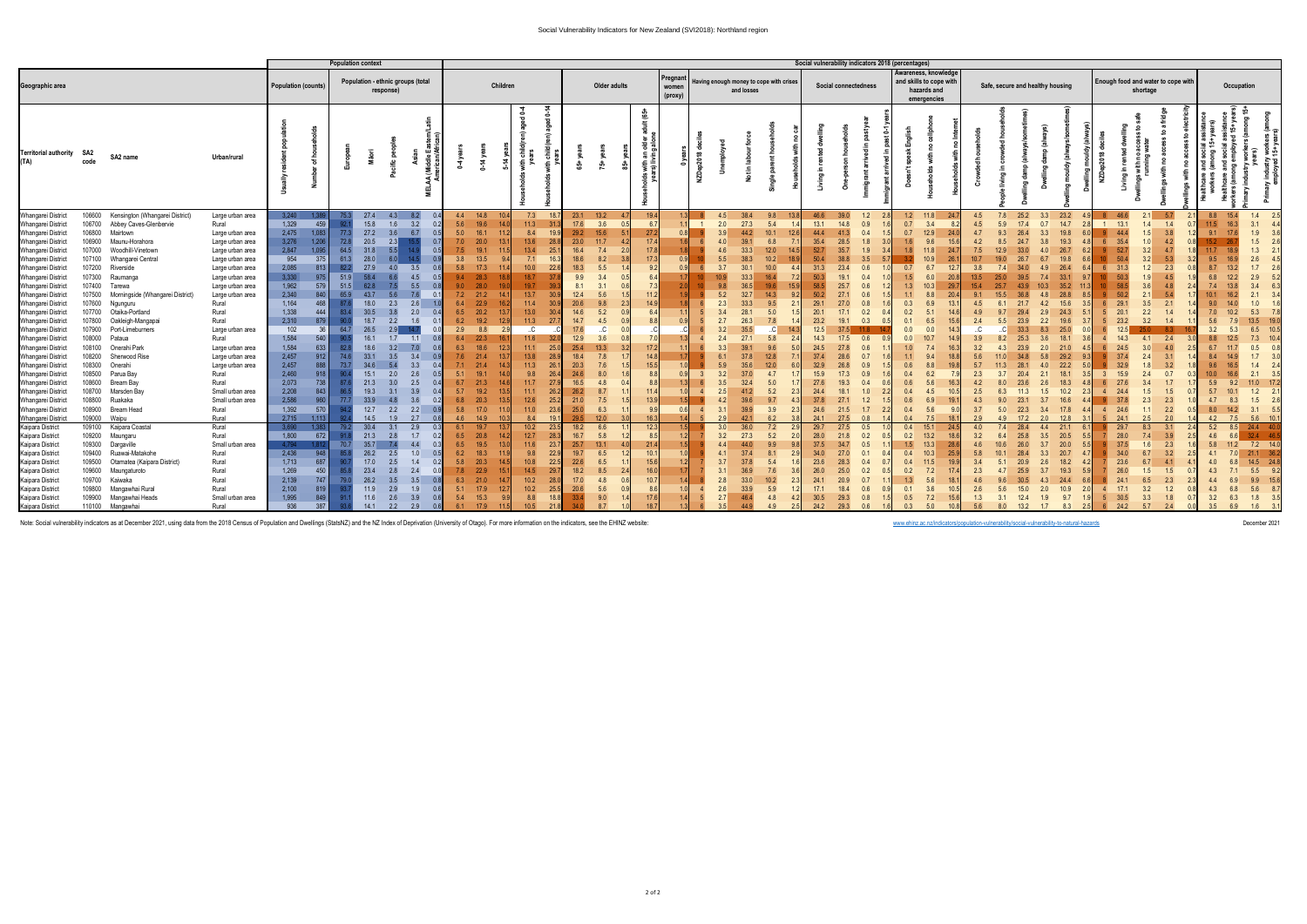| Geographic area | | | | Population (counts) | | Population - ethnic groups (total response) | | | | | Children | | | | | Older adults | | | | Pregnant women (proxy) | Having enough money to cope with crises and losses | | | | | Social connectedness | | | | Awareness, knowledge and skills to cope with hazards and emergencies | | | Safe, secure and healthy housing | | | | | | Enough food and water to cope with shortage | | | | | Occupation | | | |
|---|---|---|---|---|---|---|---|---|---|---|---|---|---|---|---|---|---|---|---|---|---|---|---|---|---|---|---|---|---|---|---|---|---|---|---|---|---|---|---|---|---|---|---|---|---|---|---|
| Territorial authority (TA) | SA2 code | SA2 name | Urban/rural | Usually resident population | Number of households | European | Māori | Pacific peoples | Asian | MELAA (Middle Eastern/Latin American/African) | 0-4 years | 0-14 years | 5-14 years | Households with child(ren) aged 0-4 years | Households with child(ren) aged 0-14 years | 65+ years | 75+ years | 85+ years | Households with an older adult (65+ years) living alone | 0 years | NZDep2018 deciles | Unemployed | Not in labour force | Single parent households | Households with no car | Living in rented dwelling | One-person households | Immigrant arrived in past year | Immigrant arrived in past 0-1 years | Doesn't speak English | Households with no cellphone | Households with no Internet | Crowded households | People living in crowded households | Dwelling damp (always/sometimes) | Dwelling damp (always) | Dwelling mouldy (always/sometimes) | Dwelling mouldy (always) | NZDep2018 deciles | Living in rented dwelling | Dwellings with no access to safe running water | Dwellings with no access to a fridge | Dwellings with no access to electricity | Healthcare and social assistance workers (among 15+ years) | Healthcare and social assistance workers (among employed 15+ years) | Primary industry workers (among 15+ years) | Primary industry workers (among employed 15+ years) |
| Whangarei District | 106600 | Kensington (Whangarei District) | Large urban area | 3,240 | 1,389 | 75.3 | 27.4 | 4.3 | 8.2 | 0.4 | 4.4 | 14.8 | 10.4 | 7.3 | 18.7 | 23.1 | 13.2 | 4.7 | 19.4 | 1.3 | 8 | 4.5 | 38.4 | 9.8 | 13.8 | 46.6 | 39.0 | 1.2 | 2.8 | 1.2 | 11.8 | 24.7 | 4.5 | 7.8 | 25.2 | 3.3 | 23.2 | 4.9 | 8 | 46.6 | 2.1 | 5.7 | 2.1 | 8.8 | 15.4 | 1.4 | 2.5 |
| Whangarei District | 106700 | Abbey Caves-Glenbervie | Rural | 1,329 | 459 | 92.1 | 15.8 | 1.6 | 3.2 | 0.2 | 5.6 | 16.6 | 11.0 | 11.3 | 31.3 | 17.6 | 3.6 | 0.5 | 6.7 | 1.1 | 1 | 2.0 | 27.3 | 5.4 | 1.4 | 13.1 | 14.8 | 0.9 | 1.6 | 0.7 | 3.4 | 8.2 | 4.5 | 5.9 | 17.4 | 0.7 | 14.7 | 2.8 | 1 | 13.1 | 1.4 | 1.4 | 0.7 | 11.5 | 16.3 | 3.1 | 4.4 |
| Whangarei District | 106800 | Mairtown | Large urban area | 2,475 | 1,083 | 77.3 | 27.2 | 3.6 | 6.7 | 0.5 | 5.0 | 16.1 | 11.2 | 8.4 | 19.9 | 29.2 | 15.6 | 5.1 | 27.2 | 0.8 | 9 | 3.9 | 44.2 | 10.1 | 12.6 | 44.4 | 41.3 | 0.4 | 1.5 | 0.7 | 12.9 | 24.0 | 4.7 | 9.3 | 26.4 | 3.3 | 19.8 | 6.0 | 9 | 44.4 | 1.5 | 3.8 | 1.2 | 9.1 | 17.6 | 1.9 | 3.6 |
| Whangarei District | 106900 | Maunu-Horahora | Large urban area | 3,276 | 1,206 | 72.8 | 20.5 | 2.3 | 15.8 | 0.7 | 7.0 | 20.0 | 13.1 | 13.6 | 28.8 | 23.0 | 11.7 | 4.2 | 17.4 | 1.8 | 6 | 4.0 | 39.1 | 6.8 | 7.1 | 35.4 | 28.5 | 1.8 | 3.0 | 1.6 | 9.6 | 15.6 | 4.2 | 8.5 | 24.7 | 3.8 | 19.3 | 4.8 | 6 | 35.4 | 1.0 | 4.2 | 0.8 | 15.2 | 28.7 | 1.5 | 2.6 |
| Whangarei District | 107000 | Woodhill-Vinetown | Large urban area | 2,847 | 1,095 | 64.5 | 31.8 | 5.5 | 14.9 | 0.5 | 7.5 | 19.1 | 11.5 | 13.4 | 25.1 | 16.4 | 7.4 | 2.0 | 17.8 | 1.8 | 9 | 4.6 | 33.3 | 12.0 | 14.5 | 52.7 | 35.7 | 1.9 | 3.4 | 1.8 | 11.8 | 24.7 | 7.5 | 12.9 | 33.0 | 4.0 | 26.7 | 6.2 | 9 | 52.7 | 3.2 | 4.7 | 1.8 | 11.7 | 18.9 | 1.3 | 2.1 |
| Whangarei District | 107100 | Whangarei Central | Large urban area | 954 | 375 | 61.3 | 28.0 | 6.0 | 14.5 | 0.9 | 3.8 | 13.5 | 9.4 | 7.1 | 16.3 | 18.6 | 8.2 | 3.8 | 17.3 | 0.9 | 10 | 5.5 | 38.3 | 10.2 | 18.9 | 50.4 | 38.8 | 3.5 | 5.7 | 3.2 | 10.9 | 26.1 | 10.7 | 19.0 | 26.7 | 6.7 | 19.8 | 6.6 | 10 | 50.4 | 3.2 | 5.3 | 3.2 | 9.5 | 16.9 | 2.6 | 4.5 |
| Whangarei District | 107200 | Riverside | Large urban area | 2,085 | 813 | 82.2 | 27.9 | 4.0 | 3.5 | 0.6 | 5.8 | 17.3 | 11.4 | 10.0 | 22.6 | 18.3 | 5.5 | 1.4 | 9.2 | 0.9 | 6 | 3.7 | 30.1 | 10.0 | 4.4 | 31.3 | 23.4 | 0.6 | 1.0 | 0.7 | 6.7 | 12.7 | 3.8 | 7.4 | 34.0 | 4.9 | 26.4 | 6.4 | 6 | 31.3 | 1.2 | 2.3 | 0.8 | 8.7 | 13.2 | 1.7 | 2.6 |
| Whangarei District | 107300 | Raumanga | Large urban area | 3,330 | 975 | 51.9 | 58.4 | 6.6 | 4.5 | 0.5 | 9.4 | 28.3 | 18.8 | 18.7 | 37.8 | 9.9 | 3.4 | 0.5 | 6.4 | 1.7 | 10 | 10.9 | 33.3 | 16.4 | 7.2 | 50.3 | 19.1 | 0.4 | 1.0 | 1.5 | 6.0 | 20.8 | 13.5 | 25.0 | 39.5 | 7.4 | 33.1 | 9.7 | 10 | 50.3 | 1.9 | 4.5 | 1.9 | 6.8 | 12.2 | 2.9 | 5.2 |
| Whangarei District | 107400 | Tarewa | Large urban area | 1,962 | 579 | 51.5 | 62.8 | 7.5 | 5.5 | 0.8 | 9.0 | 28.0 | 19.0 | 19.7 | 39.3 | 8.1 | 3.1 | 0.6 | 7.3 | 2.0 | 10 | 9.8 | 36.5 | 19.6 | 15.9 | 58.5 | 25.7 | 0.6 | 1.2 | 1.3 | 10.3 | 29.7 | 15.4 | 25.7 | 43.9 | 10.3 | 35.2 | 11.3 | 10 | 58.5 | 3.6 | 4.8 | 2.4 | 7.4 | 13.8 | 3.4 | 6.3 |
| Whangarei District | 107500 | Morningside (Whangarei District) | Large urban area | 2,340 | 840 | 65.9 | 43.7 | 5.6 | 7.6 | 0.1 | 7.2 | 21.2 | 14.1 | 13.7 | 30.9 | 12.4 | 5.6 | 1.5 | 11.2 | 1.9 | 9 | 5.2 | 32.7 | 14.3 | 9.2 | 50.2 | 27.1 | 0.6 | 1.5 | 1.1 | 8.8 | 20.4 | 9.1 | 15.5 | 36.8 | 4.8 | 28.8 | 8.5 | 9 | 50.2 | 2.1 | 5.4 | 1.7 | 10.1 | 16.2 | 2.1 | 3.4 |
| Whangarei District | 107600 | Ngunguru | Rural | 1,164 | 468 | 87.6 | 18.0 | 2.3 | 2.6 | 1.0 | 6.4 | 22.9 | 16.2 | 11.4 | 30.9 | 20.6 | 9.8 | 2.3 | 14.9 | 1.8 | 6 | 2.3 | 33.3 | 9.5 | 2.1 | 29.1 | 27.0 | 0.8 | 1.6 | 0.3 | 6.9 | 13.1 | 4.5 | 6.1 | 21.7 | 4.2 | 15.6 | 3.5 | 6 | 29.1 | 3.5 | 2.1 | 1.4 | 9.0 | 14.0 | 1.0 | 1.6 |
| Whangarei District | 107700 | Otaika-Portland | Rural | 1,338 | 444 | 83.4 | 30.5 | 3.8 | 2.0 | 0.4 | 6.5 | 20.2 | 13.7 | 13.0 | 30.4 | 14.6 | 5.2 | 0.9 | 6.4 | 1.1 | 5 | 3.4 | 28.1 | 5.0 | 1.5 | 20.1 | 17.1 | 0.2 | 0.4 | 0.2 | 5.1 | 14.6 | 4.9 | 9.7 | 29.4 | 2.9 | 24.3 | 5.1 | 5 | 20.1 | 2.2 | 1.4 | 1.4 | 7.0 | 10.2 | 5.3 | 7.8 |
| Whangarei District | 107800 | Oakleigh-Mangapai | Rural | 2,310 | 879 | 90.0 | 18.7 | 2.2 | 1.6 | 0.1 | 6.2 | 19.2 | 12.9 | 11.3 | 27.7 | 14.7 | 4.5 | 0.9 | 8.8 | 0.9 | 5 | 2.7 | 26.3 | 7.8 | 1.4 | 23.2 | 19.1 | 0.3 | 0.4 | 0.1 | 6.5 | 15.6 | 2.4 | 5.5 | 23.9 | 2.2 | 19.6 | 3.7 | 5 | 23.2 | 3.2 | 1.4 | 1.1 | 5.6 | 7.9 | 13.5 | 19.0 |
| Whangarei District | 107900 | Port-Limeburners | Large urban area | 102 | 36 | 64.7 | 26.5 | 2.9 | 14.7 | 0.0 | 2.9 | 8.8 | 2.9 | ..C | ..C | 17.6 | ..C | 0.0 | ..C | ..C | 6 | 3.2 | 35.5 | ..C | 14.3 | 12.5 | 37.5 | 11.8 | 14.7 | 0.0 | 0.0 | 14.3 | ..C | ..C | 33.3 | 8.3 | 25.0 | 0.0 | 6 | 12.5 | 25.0 | 8.3 | 16.7 | 3.2 | 5.3 | 6.5 | 10.5 |
| Whangarei District | 108000 | Pataua | Rural | 1,584 | 540 | 90.5 | 16.1 | 1.7 | 1.1 | 0.6 | 6.4 | 22.3 | 16.1 | 11.6 | 32.0 | 12.9 | 3.6 | 0.8 | 7.0 | 1.3 | 4 | 2.4 | 27.1 | 5.8 | 2.4 | 14.3 | 17.5 | 0.6 | 0.9 | 0.0 | 10.7 | 14.9 | 3.9 | 8.2 | 25.3 | 3.6 | 18.1 | 3.6 | 4 | 14.3 | 4.1 | 2.4 | 3.0 | 8.8 | 12.5 | 7.3 | 10.4 |
| Whangarei District | 108100 | Onerahi Park | Large urban area | 1,584 | 633 | 82.8 | 18.6 | 3.2 | 7.0 | 0.6 | 6.3 | 18.6 | 12.3 | 11.1 | 25.0 | 25.4 | 13.3 | 3.2 | 17.2 | 1.1 | 6 | 3.3 | 39.1 | 9.6 | 5.0 | 24.5 | 27.8 | 0.6 | 1.1 | 1.0 | 7.4 | 16.3 | 3.2 | 4.3 | 23.9 | 2.0 | 21.0 | 4.5 | 6 | 24.5 | 3.0 | 4.0 | 2.5 | 6.7 | 11.7 | 0.5 | 0.8 |
| Whangarei District | 108200 | Sherwood Rise | Large urban area | 2,457 | 912 | 74.6 | 33.1 | 3.5 | 3.4 | 0.9 | 7.6 | 21.4 | 13.7 | 13.8 | 28.9 | 18.4 | 7.8 | 1.7 | 14.8 | 1.7 | 8 | 6.1 | 37.8 | 12.8 | 7.1 | 37.4 | 28.6 | 0.7 | 1.6 | 1.1 | 9.4 | 18.8 | 5.6 | 11.0 | 34.8 | 5.8 | 29.2 | 9.3 | 8 | 37.4 | 2.4 | 3.1 | 1.4 | 8.4 | 14.9 | 1.7 | 3.0 |
| Whangarei District | 108300 | Onerahi | Large urban area | 2,457 | 888 | 73.7 | 34.6 | 5.4 | 3.3 | 0.4 | 7.1 | 21.4 | 14.3 | 11.3 | 26.1 | 20.3 | 7.6 | 1.5 | 15.5 | 1.0 | 9 | 5.9 | 35.6 | 12.0 | 6.0 | 32.9 | 26.8 | 0.9 | 1.5 | 0.6 | 8.8 | 19.8 | 5.7 | 11.3 | 28.1 | 4.0 | 22.2 | 5.0 | 9 | 32.9 | 1.8 | 3.2 | 1.8 | 9.6 | 16.5 | 1.4 | 2.4 |
| Whangarei District | 108500 | Parua Bay | Rural | 2,460 | 918 | 90.4 | 15.1 | 2.0 | 2.6 | 0.5 | 5.1 | 19.1 | 14.0 | 9.8 | 26.4 | 24.6 | 8.0 | 1.6 | 8.8 | 0.9 | 3 | 3.2 | 37.0 | 4.7 | 1.7 | 15.9 | 17.3 | 0.9 | 1.6 | 0.4 | 6.2 | 7.9 | 2.3 | 3.7 | 20.4 | 2.1 | 18.1 | 3.5 | 3 | 15.9 | 2.4 | 0.7 | 0.3 | 10.0 | 16.6 | 2.1 | 3.5 |
| Whangarei District | 108600 | Bream Bay | Rural | 2,073 | 738 | 87.6 | 21.3 | 3.0 | 2.5 | 0.4 | 6.7 | 21.3 | 14.6 | 11.7 | 27.9 | 16.5 | 4.8 | 0.4 | 8.8 | 1.3 | 6 | 3.5 | 32.4 | 5.0 | 1.7 | 27.6 | 19.3 | 0.4 | 0.6 | 0.6 | 5.6 | 16.3 | 4.2 | 8.0 | 23.6 | 2.6 | 18.3 | 4.8 | 6 | 27.6 | 3.4 | 1.7 | 1.7 | 5.9 | 9.2 | 11.0 | 17.2 |
| Whangarei District | 108700 | Marsden Bay | Small urban area | 2,208 | 843 | 86.5 | 19.3 | 3.1 | 3.9 | 0.4 | 5.7 | 19.2 | 13.5 | 11.1 | 26.2 | 28.2 | 8.7 | 1.1 | 11.4 | 1.0 | 4 | 2.5 | 41.2 | 5.2 | 2.3 | 24.4 | 18.1 | 1.0 | 2.2 | 0.4 | 4.5 | 10.5 | 2.5 | 6.3 | 11.3 | 1.5 | 10.2 | 2.3 | 4 | 24.4 | 1.5 | 1.5 | 0.7 | 5.7 | 10.1 | 1.2 | 2.1 |
| Whangarei District | 108800 | Ruakaka | Small urban area | 2,586 | 960 | 77.7 | 33.9 | 4.8 | 3.6 | 0.2 | 6.8 | 20.3 | 13.5 | 12.6 | 25.2 | 21.0 | 7.5 | 1.5 | 13.9 | 1.5 | 9 | 4.2 | 39.6 | 9.7 | 4.3 | 37.8 | 27.1 | 1.2 | 1.5 | 0.6 | 6.9 | 19.1 | 4.3 | 9.0 | 23.1 | 3.7 | 16.6 | 4.4 | 9 | 37.8 | 2.3 | 2.3 | 1.0 | 4.7 | 8.3 | 1.5 | 2.6 |
| Whangarei District | 108900 | Bream Head | Rural | 1,392 | 570 | 94.2 | 12.7 | 2.2 | 2.2 | 0.9 | 5.8 | 17.0 | 11.0 | 11.0 | 23.6 | 25.0 | 6.3 | 1.1 | 9.9 | 0.6 | 4 | 3.1 | 39.9 | 3.9 | 2.3 | 24.6 | 21.5 | 1.7 | 2.2 | 0.4 | 5.6 | 9.0 | 3.7 | 5.0 | 22.3 | 3.4 | 17.8 | 4.4 | 4 | 24.6 | 1.1 | 2.2 | 0.5 | 8.0 | 14.2 | 3.1 | 5.5 |
| Whangarei District | 109000 | Waipu | Rural | 2,715 | 1,113 | 92.4 | 14.5 | 1.9 | 2.7 | 0.6 | 4.6 | 14.9 | 10.3 | 8.4 | 19.1 | 29.5 | 12.0 | 3.0 | 18.3 | 1.4 | 5 | 2.9 | 42.1 | 6.2 | 3.8 | 24.1 | 27.5 | 0.8 | 1.4 | 0.4 | 7.5 | 18.1 | 2.9 | 4.9 | 17.2 | 2.0 | 12.8 | 3.1 | 5 | 24.1 | 2.5 | 2.0 | 1.4 | 4.2 | 7.5 | 5.6 | 10.1 |
| Kaipara District | 109100 | Kaipara Coastal | Rural | 3,690 | 1,383 | 79.2 | 30.4 | 3.1 | 2.9 | 0.3 | 6.1 | 19.7 | 13.7 | 10.2 | 23.5 | 18.2 | 6.6 | 1.1 | 12.3 | 1.5 | 9 | 3.0 | 36.0 | 7.2 | 2.9 | 29.7 | 27.5 | 0.5 | 1.0 | 0.4 | 15.1 | 24.5 | 4.0 | 7.4 | 28.4 | 4.4 | 21.1 | 6.1 | 9 | 29.7 | 8.3 | 3.1 | 2.4 | 5.2 | 8.5 | 24.4 | 40.0 |
| Kaipara District | 109200 | Maungaru | Rural | 1,800 | 672 | 91.8 | 21.3 | 2.8 | 1.7 | 0.2 | 6.5 | 20.8 | 14.2 | 12.7 | 28.3 | 16.7 | 5.8 | 1.2 | 8.5 | 1.2 | 7 | 3.2 | 27.3 | 5.2 | 2.0 | 28.0 | 21.8 | 0.2 | 0.5 | 0.2 | 13.2 | 18.6 | 3.2 | 6.4 | 25.8 | 3.5 | 20.5 | 5.5 | 7 | 28.0 | 7.4 | 3.9 | 2.5 | 4.6 | 6.6 | 32.4 | 46.5 |
| Kaipara District | 109300 | Dargaville | Small urban area | 4,794 | 1,812 | 70.7 | 35.7 | 7.4 | 4.4 | 0.3 | 6.5 | 19.5 | 13.0 | 11.6 | 23.7 | 25.7 | 13.1 | 4.0 | 21.4 | 1.5 | 9 | 4.4 | 44.0 | 9.9 | 9.8 | 37.5 | 34.7 | 0.5 | 1.1 | 1.5 | 13.3 | 28.6 | 4.6 | 10.6 | 26.0 | 3.7 | 20.0 | 5.5 | 9 | 37.5 | 1.6 | 2.3 | 1.6 | 5.8 | 11.2 | 7.2 | 14.0 |
| Kaipara District | 109400 | Ruawai-Matakohe | Rural | 2,436 | 948 | 85.8 | 26.2 | 2.5 | 1.0 | 0.5 | 6.2 | 18.3 | 11.9 | 9.8 | 22.9 | 19.7 | 6.5 | 1.2 | 10.1 | 1.0 | 9 | 4.1 | 37.4 | 8.1 | 2.9 | 34.0 | 27.0 | 0.1 | 0.4 | 0.4 | 10.3 | 25.9 | 5.8 | 10.1 | 28.4 | 3.3 | 20.7 | 4.7 | 9 | 34.0 | 6.7 | 3.2 | 2.5 | 4.1 | 7.0 | 21.1 | 36.2 |
| Kaipara District | 109500 | Otamatea (Kaipara District) | Rural | 1,713 | 687 | 90.7 | 17.0 | 2.5 | 1.4 | 0.2 | 5.8 | 20.3 | 14.5 | 10.8 | 22.5 | 22.6 | 6.5 | 1.1 | 15.6 | 1.2 | 7 | 3.7 | 37.8 | 5.4 | 1.6 | 23.6 | 28.3 | 0.4 | 0.7 | 0.4 | 11.5 | 19.9 | 3.4 | 5.1 | 20.9 | 2.6 | 18.2 | 4.2 | 7 | 23.6 | 6.7 | 4.1 | 4.1 | 4.0 | 6.8 | 14.5 | 24.8 |
| Kaipara District | 109600 | Maungaturoto | Rural | 1,269 | 450 | 85.8 | 23.4 | 2.8 | 2.4 | 0.0 | 7.8 | 22.9 | 15.1 | 14.5 | 29.7 | 18.2 | 8.5 | 2.4 | 16.0 | 1.7 | 7 | 3.1 | 36.9 | 7.6 | 3.6 | 26.0 | 25.0 | 0.2 | 0.5 | 0.2 | 7.2 | 17.4 | 2.3 | 4.7 | 25.9 | 3.7 | 19.3 | 5.9 | 7 | 26.0 | 1.5 | 1.5 | 0.7 | 4.3 | 7.1 | 5.5 | 9.2 |
| Kaipara District | 109700 | Kaiwaka | Rural | 2,139 | 747 | 79.0 | 26.2 | 3.5 | 3.5 | 0.8 | 6.3 | 21.0 | 14.7 | 10.2 | 28.0 | 17.0 | 4.8 | 0.6 | 10.7 | 1.4 | 8 | 2.8 | 33.0 | 10.2 | 2.3 | 24.1 | 20.9 | 0.7 | 1.1 | 1.3 | 5.6 | 18.1 | 4.6 | 9.6 | 30.5 | 4.3 | 24.4 | 6.6 | 8 | 24.1 | 6.5 | 2.3 | 2.3 | 4.4 | 6.9 | 9.9 | 15.6 |
| Kaipara District | 109800 | Mangawhai Rural | Rural | 2,100 | 819 | 93.7 | 11.9 | 2.9 | 1.9 | 0.6 | 5.1 | 17.9 | 12.7 | 10.2 | 25.5 | 20.6 | 5.6 | 0.9 | 8.6 | 1.0 | 3 | 2.6 | 33.9 | 5.9 | 1.2 | 17.1 | 18.4 | 0.6 | 0.9 | 0.1 | 3.6 | 10.5 | 2.6 | 5.6 | 15.0 | 2.0 | 10.9 | 2.0 | 3 | 17.1 | 3.2 | 1.2 | 0.8 | 4.3 | 6.8 | 5.6 | 8.7 |
| Kaipara District | 109900 | Mangawhai Heads | Small urban area | 1,995 | 849 | 91.1 | 11.6 | 2.6 | 3.9 | 0.6 | 5.4 | 15.3 | 9.9 | 8.8 | 18.8 | 33.4 | 9.0 | 1.4 | 17.6 | 1.4 | 5 | 2.7 | 46.4 | 4.8 | 4.2 | 30.5 | 29.3 | 0.8 | 1.5 | 0.5 | 7.2 | 15.6 | 1.3 | 3.1 | 12.4 | 1.9 | 9.7 | 1.9 | 5 | 30.5 | 3.3 | 1.8 | 0.7 | 3.2 | 6.3 | 1.8 | 3.5 |
| Kaipara District | 110100 | Mangawhai | Rural | 936 | 387 | 93.6 | 14.1 | 2.2 | 2.9 | 0.6 | 6.1 | 17.9 | 11.5 | 10.5 | 21.8 | 34.0 | 8.7 | 1.0 | 18.7 | 1.3 | 5 | 3.5 | 44.9 | 4.9 | 2.5 | 24.2 | 29.3 | 0.6 | 1.6 | 0.3 | 5.0 | 10.8 | 5.6 | 8.0 | 13.2 | 1.7 | 8.3 | 2.5 | 5 | 24.2 | 5.7 | 2.4 | 0.0 | 3.5 | 6.9 | 1.6 | 3.1 |

Note: Social vulnerability indicators as at December 2021, using data from the 2018 Census of Population and Dwellings (StatsNZ) and the NZ Index of Deprivation (University of Otago). For more information on the indicators, see the EHINZ website: www.ehinz.ac.nz/indicators/population-vulnerability/social-vulnerability-to-natural-hazards

December 2021